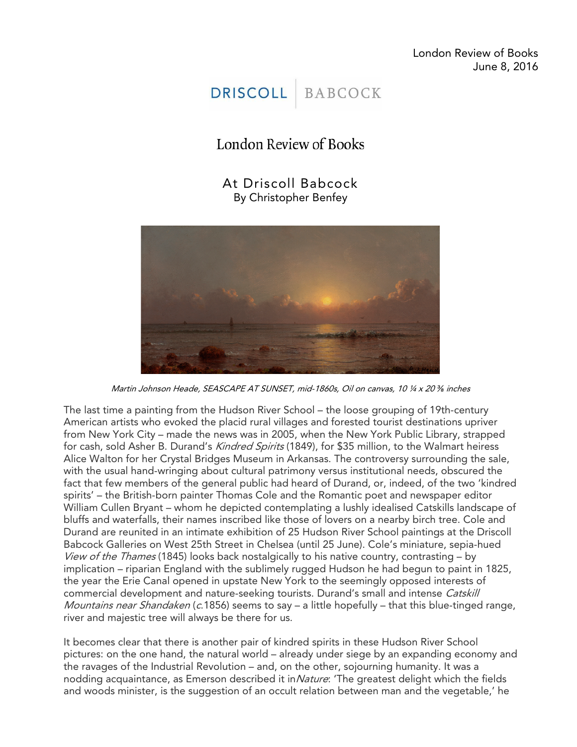London Review of Books
June 8, 2016

DRISCOLL | BABCOCK

# London Review of Books

## At Driscoll Babcock
By Christopher Benfey

*Martin Johnson Heade, SEASCAPE AT SUNSET, mid-1860s, Oil on canvas, 10 ¼ x 20 ⅜ inches*

The last time a painting from the Hudson River School – the loose grouping of 19th-century American artists who evoked the placid rural villages and forested tourist destinations upriver from New York City – made the news was in 2005, when the New York Public Library, strapped for cash, sold Asher B. Durand's *Kindred Spirits* (1849), for $35 million, to the Walmart heiress Alice Walton for her Crystal Bridges Museum in Arkansas. The controversy surrounding the sale, with the usual hand-wringing about cultural patrimony versus institutional needs, obscured the fact that few members of the general public had heard of Durand, or, indeed, of the two 'kindred spirits' – the British-born painter Thomas Cole and the Romantic poet and newspaper editor William Cullen Bryant – whom he depicted contemplating a lushly idealised Catskills landscape of bluffs and waterfalls, their names inscribed like those of lovers on a nearby birch tree. Cole and Durand are reunited in an intimate exhibition of 25 Hudson River School paintings at the Driscoll Babcock Galleries on West 25th Street in Chelsea (until 25 June). Cole's miniature, sepia-hued *View of the Thames* (1845) looks back nostalgically to his native country, contrasting – by implication – riparian England with the sublimely rugged Hudson he had begun to paint in 1825, the year the Erie Canal opened in upstate New York to the seemingly opposed interests of commercial development and nature-seeking tourists. Durand's small and intense *Catskill Mountains near Shandaken* (*c.*1856) seems to say – a little hopefully – that this blue-tinged range, river and majestic tree will always be there for us.

It becomes clear that there is another pair of kindred spirits in these Hudson River School pictures: on the one hand, the natural world – already under siege by an expanding economy and the ravages of the Industrial Revolution – and, on the other, sojourning humanity. It was a nodding acquaintance, as Emerson described it in *Nature*: 'The greatest delight which the fields and woods minister, is the suggestion of an occult relation between man and the vegetable,' he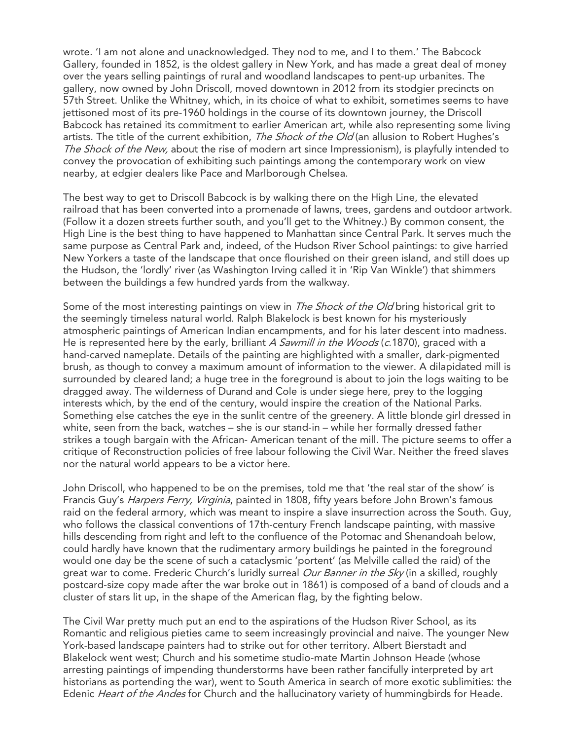wrote. 'I am not alone and unacknowledged. They nod to me, and I to them.' The Babcock Gallery, founded in 1852, is the oldest gallery in New York, and has made a great deal of money over the years selling paintings of rural and woodland landscapes to pent-up urbanites. The gallery, now owned by John Driscoll, moved downtown in 2012 from its stodgier precincts on 57th Street. Unlike the Whitney, which, in its choice of what to exhibit, sometimes seems to have jettisoned most of its pre-1960 holdings in the course of its downtown journey, the Driscoll Babcock has retained its commitment to earlier American art, while also representing some living artists. The title of the current exhibition, *The Shock of the Old* (an allusion to Robert Hughes's *The Shock of the New,* about the rise of modern art since Impressionism), is playfully intended to convey the provocation of exhibiting such paintings among the contemporary work on view nearby, at edgier dealers like Pace and Marlborough Chelsea.

The best way to get to Driscoll Babcock is by walking there on the High Line, the elevated railroad that has been converted into a promenade of lawns, trees, gardens and outdoor artwork. (Follow it a dozen streets further south, and you'll get to the Whitney.) By common consent, the High Line is the best thing to have happened to Manhattan since Central Park. It serves much the same purpose as Central Park and, indeed, of the Hudson River School paintings: to give harried New Yorkers a taste of the landscape that once flourished on their green island, and still does up the Hudson, the 'lordly' river (as Washington Irving called it in 'Rip Van Winkle') that shimmers between the buildings a few hundred yards from the walkway.

Some of the most interesting paintings on view in *The Shock of the Old* bring historical grit to the seemingly timeless natural world. Ralph Blakelock is best known for his mysteriously atmospheric paintings of American Indian encampments, and for his later descent into madness. He is represented here by the early, brilliant *A Sawmill in the Woods* (*c*.1870), graced with a hand-carved nameplate. Details of the painting are highlighted with a smaller, dark-pigmented brush, as though to convey a maximum amount of information to the viewer. A dilapidated mill is surrounded by cleared land; a huge tree in the foreground is about to join the logs waiting to be dragged away. The wilderness of Durand and Cole is under siege here, prey to the logging interests which, by the end of the century, would inspire the creation of the National Parks. Something else catches the eye in the sunlit centre of the greenery. A little blonde girl dressed in white, seen from the back, watches – she is our stand-in – while her formally dressed father strikes a tough bargain with the African- American tenant of the mill. The picture seems to offer a critique of Reconstruction policies of free labour following the Civil War. Neither the freed slaves nor the natural world appears to be a victor here.

John Driscoll, who happened to be on the premises, told me that 'the real star of the show' is Francis Guy's *Harpers Ferry, Virginia*, painted in 1808, fifty years before John Brown's famous raid on the federal armory, which was meant to inspire a slave insurrection across the South. Guy, who follows the classical conventions of 17th-century French landscape painting, with massive hills descending from right and left to the confluence of the Potomac and Shenandoah below, could hardly have known that the rudimentary armory buildings he painted in the foreground would one day be the scene of such a cataclysmic 'portent' (as Melville called the raid) of the great war to come. Frederic Church's luridly surreal *Our Banner in the Sky* (in a skilled, roughly postcard-size copy made after the war broke out in 1861) is composed of a band of clouds and a cluster of stars lit up, in the shape of the American flag, by the fighting below.

The Civil War pretty much put an end to the aspirations of the Hudson River School, as its Romantic and religious pieties came to seem increasingly provincial and naive. The younger New York-based landscape painters had to strike out for other territory. Albert Bierstadt and Blakelock went west; Church and his sometime studio-mate Martin Johnson Heade (whose arresting paintings of impending thunderstorms have been rather fancifully interpreted by art historians as portending the war), went to South America in search of more exotic sublimities: the Edenic *Heart of the Andes* for Church and the hallucinatory variety of hummingbirds for Heade.